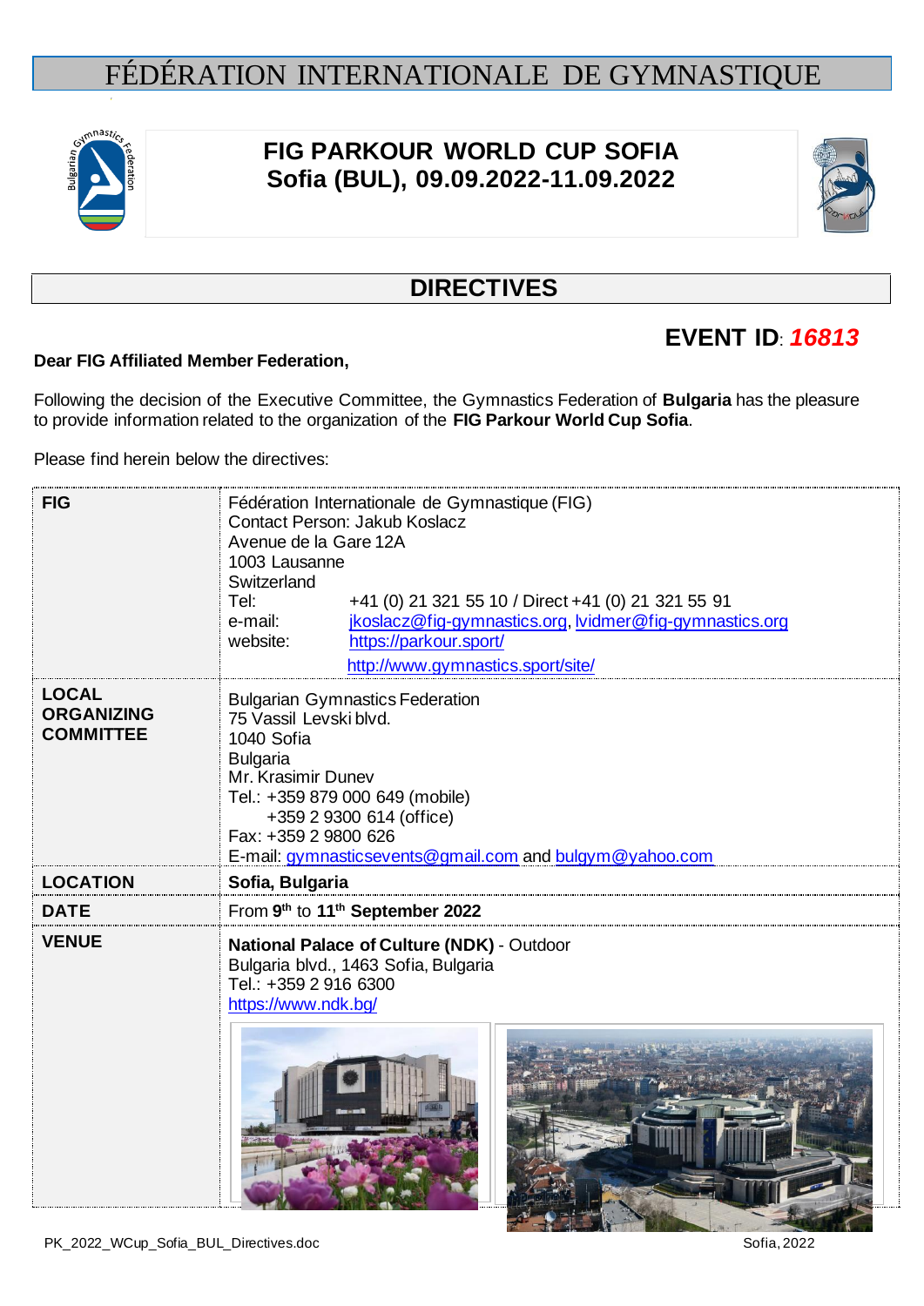# FÉDÉRATION INTERNATIONALE DE GYMNASTIQUE

## FIG PARKOUR WORLD CUP SOFIA
## Sofia (BUL), 09.09.2022-11.09.2022

## DIRECTIVES

### EVENT ID: *16813*

**Dear FIG Affiliated Member Federation,**

Following the decision of the Executive Committee, the Gymnastics Federation of **Bulgaria** has the pleasure to provide information related to the organization of the **FIG Parkour World Cup Sofia**.

Please find herein below the directives:

| | |
|---|---|
| **FIG** | Fédération Internationale de Gymnastique (FIG)<br>Contact Person: Jakub Koslacz<br>Avenue de la Gare 12A<br>1003 Lausanne<br>Switzerland<br>Tel: +41 (0) 21 321 55 10 / Direct +41 (0) 21 321 55 91<br>e-mail: jkoslacz@fig-gymnastics.org, lvidmer@fig-gymnastics.org<br>website: https://parkour.sport/<br>http://www.gymnastics.sport/site/ |
| **LOCAL ORGANIZING COMMITTEE** | Bulgarian Gymnastics Federation<br>75 Vassil Levski blvd.<br>1040 Sofia<br>Bulgaria<br>Mr. Krasimir Dunev<br>Tel.: +359 879 000 649 (mobile)<br>+359 2 9300 614 (office)<br>Fax: +359 2 9800 626<br>E-mail: gymnasticsevents@gmail.com and bulgym@yahoo.com |
| **LOCATION** | **Sofia, Bulgaria** |
| **DATE** | From **9th** to **11th September 2022** |
| **VENUE** | **National Palace of Culture (NDK)** - Outdoor<br>Bulgaria blvd., 1463 Sofia, Bulgaria<br>Tel.: +359 2 916 6300<br>https://www.ndk.bg/ |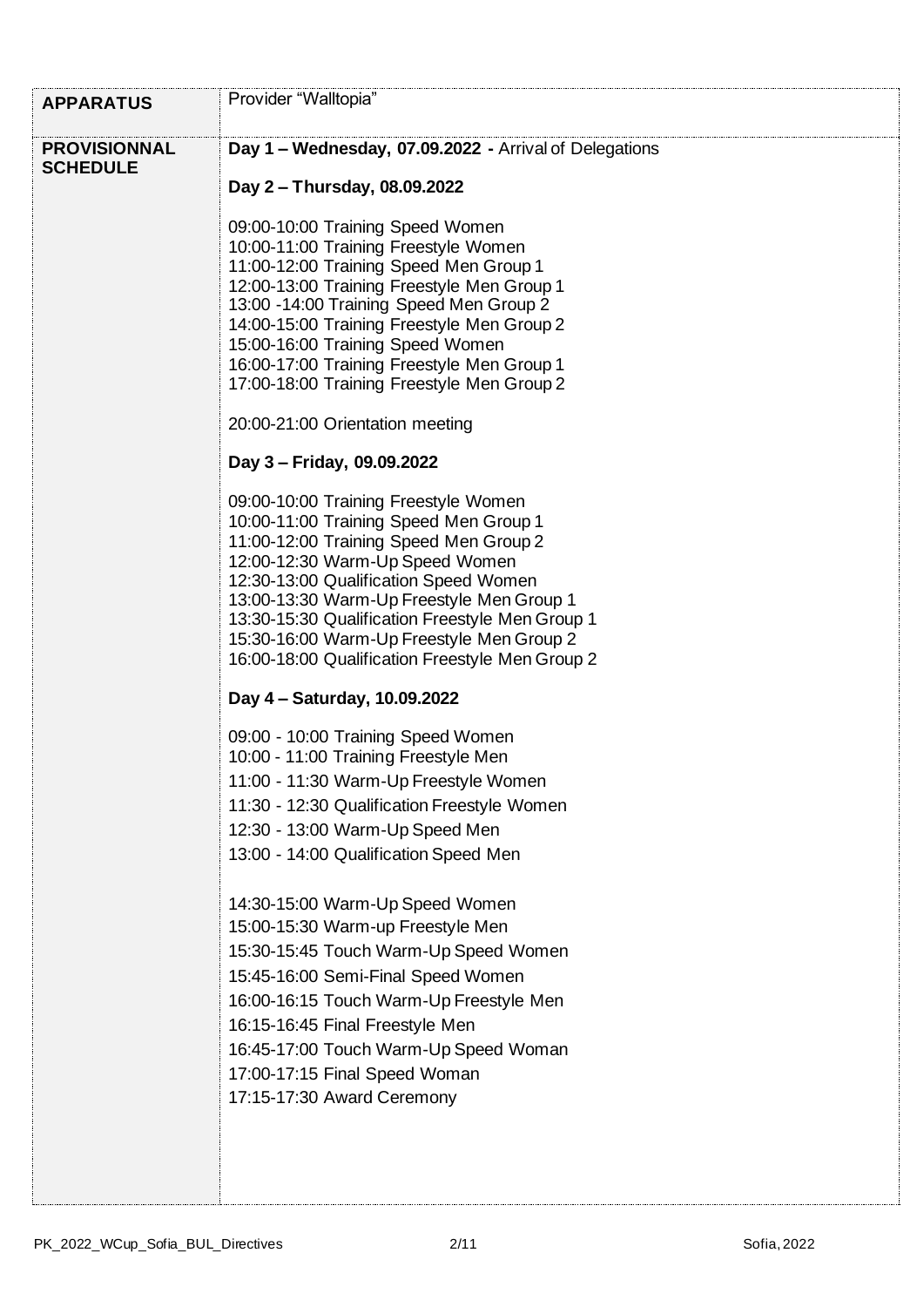| | |
|---|---|
| **APPARATUS** | Provider "Walltopia" |
| **PROVISIONNAL SCHEDULE** | **Day 1 – Wednesday, 07.09.2022 -** Arrival of Delegations<br><br>**Day 2 – Thursday, 08.09.2022**<br><br>09:00-10:00 Training Speed Women<br>10:00-11:00 Training Freestyle Women<br>11:00-12:00 Training Speed Men Group 1<br>12:00-13:00 Training Freestyle Men Group 1<br>13:00 -14:00 Training Speed Men Group 2<br>14:00-15:00 Training Freestyle Men Group 2<br>15:00-16:00 Training Speed Women<br>16:00-17:00 Training Freestyle Men Group 1<br>17:00-18:00 Training Freestyle Men Group 2<br><br>20:00-21:00 Orientation meeting<br><br>**Day 3 – Friday, 09.09.2022**<br><br>09:00-10:00 Training Freestyle Women<br>10:00-11:00 Training Speed Men Group 1<br>11:00-12:00 Training Speed Men Group 2<br>12:00-12:30 Warm-Up Speed Women<br>12:30-13:00 Qualification Speed Women<br>13:00-13:30 Warm-Up Freestyle Men Group 1<br>13:30-15:30 Qualification Freestyle Men Group 1<br>15:30-16:00 Warm-Up Freestyle Men Group 2<br>16:00-18:00 Qualification Freestyle Men Group 2<br><br>**Day 4 – Saturday, 10.09.2022**<br><br>09:00 - 10:00 Training Speed Women<br>10:00 - 11:00 Training Freestyle Men<br>11:00 - 11:30 Warm-Up Freestyle Women<br>11:30 - 12:30 Qualification Freestyle Women<br>12:30 - 13:00 Warm-Up Speed Men<br>13:00 - 14:00 Qualification Speed Men<br><br>14:30-15:00 Warm-Up Speed Women<br>15:00-15:30 Warm-up Freestyle Men<br>15:30-15:45 Touch Warm-Up Speed Women<br>15:45-16:00 Semi-Final Speed Women<br>16:00-16:15 Touch Warm-Up Freestyle Men<br>16:15-16:45 Final Freestyle Men<br>16:45-17:00 Touch Warm-Up Speed Woman<br>17:00-17:15 Final Speed Woman<br>17:15-17:30 Award Ceremony |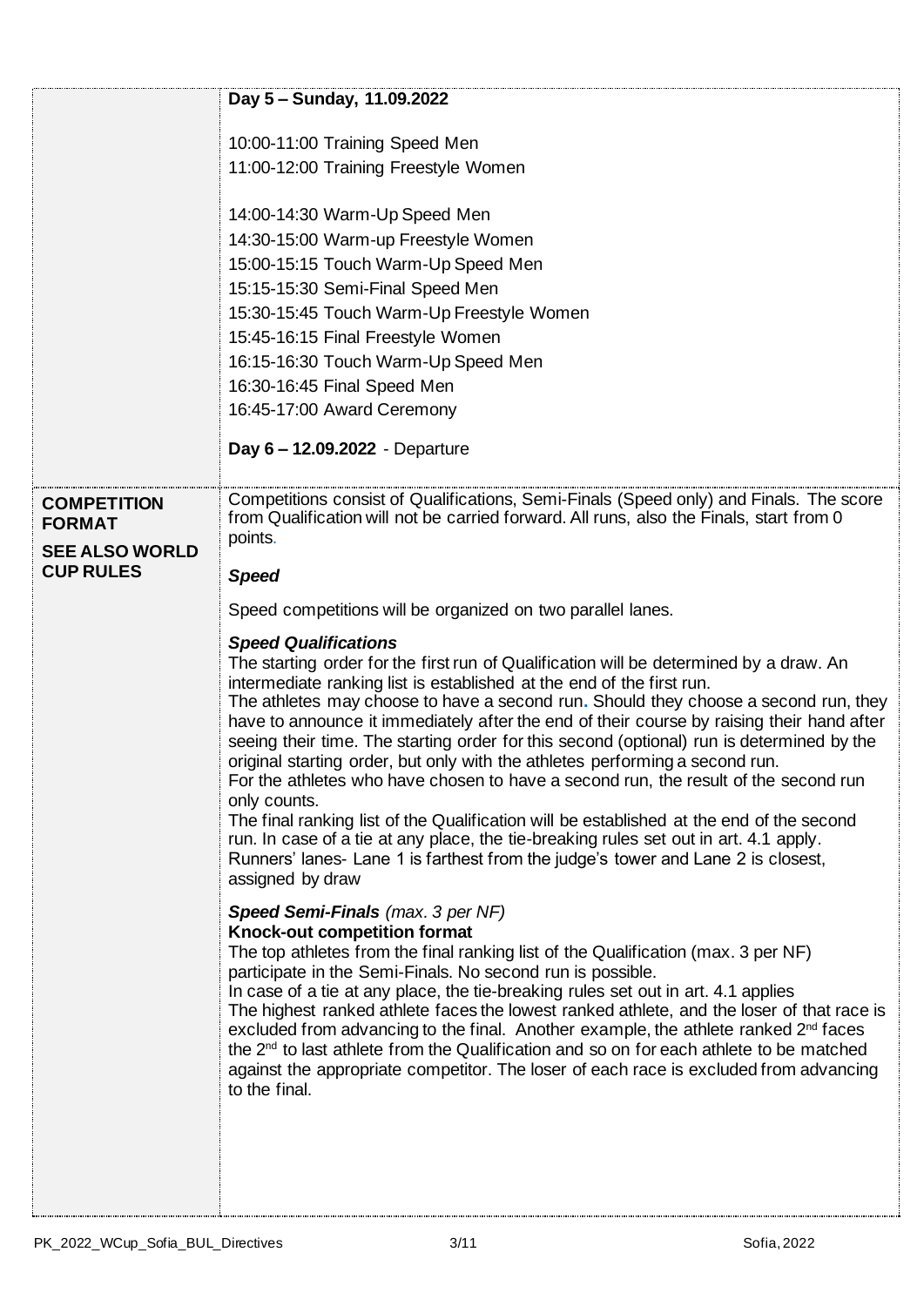| | |
|---|---|
| | **Day 5 – Sunday, 11.09.2022**<br><br>10:00-11:00 Training Speed Men<br>11:00-12:00 Training Freestyle Women<br><br>14:00-14:30 Warm-Up Speed Men<br>14:30-15:00 Warm-up Freestyle Women<br>15:00-15:15 Touch Warm-Up Speed Men<br>15:15-15:30 Semi-Final Speed Men<br>15:30-15:45 Touch Warm-Up Freestyle Women<br>15:45-16:15 Final Freestyle Women<br>16:15-16:30 Touch Warm-Up Speed Men<br>16:30-16:45 Final Speed Men<br>16:45-17:00 Award Ceremony<br><br>**Day 6 – 12.09.2022** - Departure |
| **COMPETITION FORMAT**<br><br>**SEE ALSO WORLD CUP RULES** | Competitions consist of Qualifications, Semi-Finals (Speed only) and Finals. The score from Qualification will not be carried forward. All runs, also the Finals, start from 0 points.<br><br>***Speed***<br><br>Speed competitions will be organized on two parallel lanes.<br><br>***Speed Qualifications***<br>The starting order for the first run of Qualification will be determined by a draw. An intermediate ranking list is established at the end of the first run.<br>The athletes may choose to have a second run. Should they choose a second run, they have to announce it immediately after the end of their course by raising their hand after seeing their time. The starting order for this second (optional) run is determined by the original starting order, but only with the athletes performing a second run.<br>For the athletes who have chosen to have a second run, the result of the second run only counts.<br>The final ranking list of the Qualification will be established at the end of the second run. In case of a tie at any place, the tie-breaking rules set out in art. 4.1 apply.<br>Runners' lanes- Lane 1 is farthest from the judge's tower and Lane 2 is closest, assigned by draw<br><br>***Speed Semi-Finals*** *(max. 3 per NF)*<br>**Knock-out competition format**<br>The top athletes from the final ranking list of the Qualification (max. 3 per NF) participate in the Semi-Finals. No second run is possible.<br>In case of a tie at any place, the tie-breaking rules set out in art. 4.1 applies<br>The highest ranked athlete faces the lowest ranked athlete, and the loser of that race is excluded from advancing to the final. Another example, the athlete ranked 2nd faces the 2nd to last athlete from the Qualification and so on for each athlete to be matched against the appropriate competitor. The loser of each race is excluded from advancing to the final. |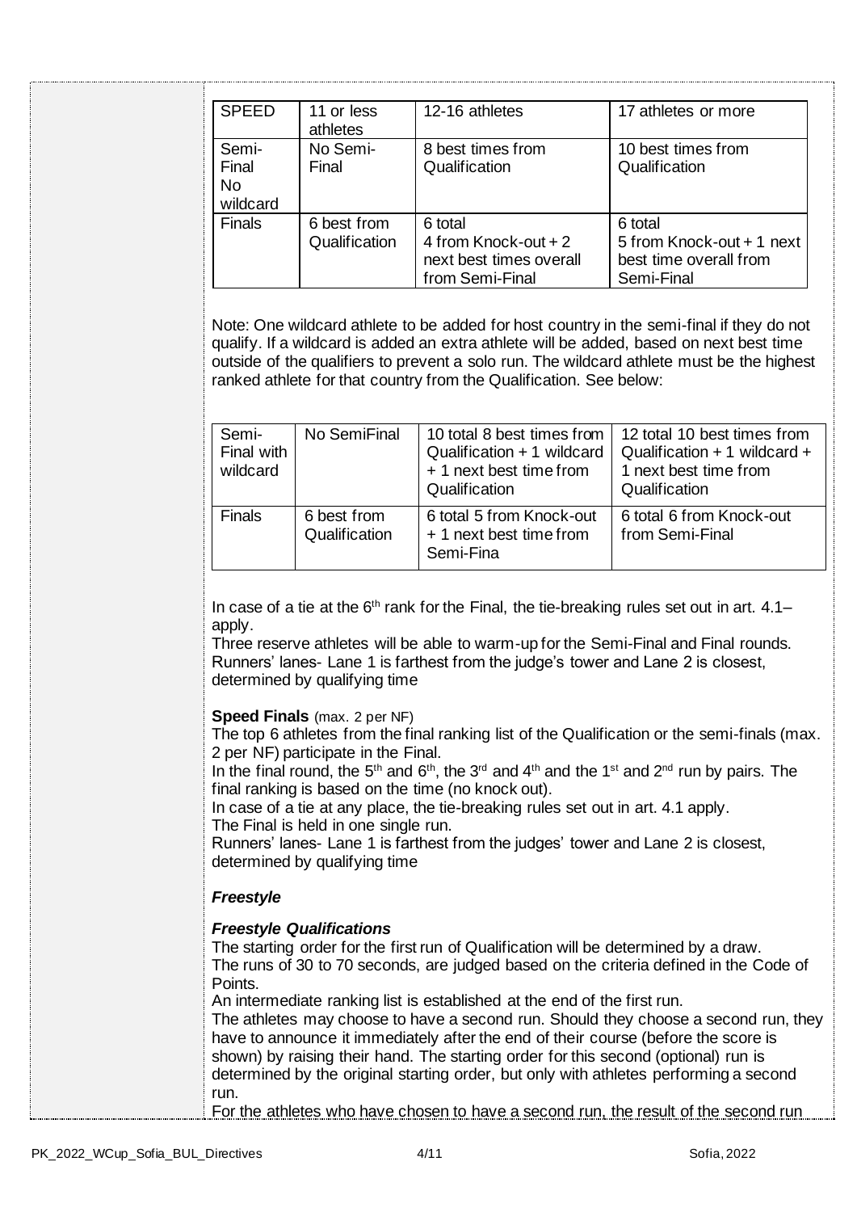| SPEED | 11 or less athletes | 12-16 athletes | 17 athletes or more |
| --- | --- | --- | --- |
| Semi-Final No wildcard | No Semi-Final | 8 best times from Qualification | 10 best times from Qualification |
| Finals | 6 best from Qualification | 6 total 4 from Knock-out + 2 next best times overall from Semi-Final | 6 total 5 from Knock-out + 1 next best time overall from Semi-Final |

Note: One wildcard athlete to be added for host country in the semi-final if they do not qualify. If a wildcard is added an extra athlete will be added, based on next best time outside of the qualifiers to prevent a solo run. The wildcard athlete must be the highest ranked athlete for that country from the Qualification. See below:

| Semi-Final with wildcard | No SemiFinal | 10 total 8 best times from Qualification + 1 wildcard + 1 next best time from Qualification | 12 total 10 best times from Qualification + 1 wildcard + 1 next best time from Qualification |
| --- | --- | --- | --- |
| Finals | 6 best from Qualification | 6 total 5 from Knock-out + 1 next best time from Semi-Fina | 6 total 6 from Knock-out from Semi-Final |

In case of a tie at the 6th rank for the Final, the tie-breaking rules set out in art. 4.1– apply.
Three reserve athletes will be able to warm-up for the Semi-Final and Final rounds.
Runners' lanes- Lane 1 is farthest from the judge's tower and Lane 2 is closest, determined by qualifying time

**Speed Finals** (max. 2 per NF)
The top 6 athletes from the final ranking list of the Qualification or the semi-finals (max. 2 per NF) participate in the Final.
In the final round, the 5th and 6th, the 3rd and 4th and the 1st and 2nd run by pairs. The final ranking is based on the time (no knock out).
In case of a tie at any place, the tie-breaking rules set out in art. 4.1 apply.
The Final is held in one single run.
Runners' lanes- Lane 1 is farthest from the judges' tower and Lane 2 is closest, determined by qualifying time

***Freestyle***

***Freestyle Qualifications***
The starting order for the first run of Qualification will be determined by a draw.
The runs of 30 to 70 seconds, are judged based on the criteria defined in the Code of Points.
An intermediate ranking list is established at the end of the first run.
The athletes may choose to have a second run. Should they choose a second run, they have to announce it immediately after the end of their course (before the score is shown) by raising their hand. The starting order for this second (optional) run is determined by the original starting order, but only with athletes performing a second run.
For the athletes who have chosen to have a second run, the result of the second run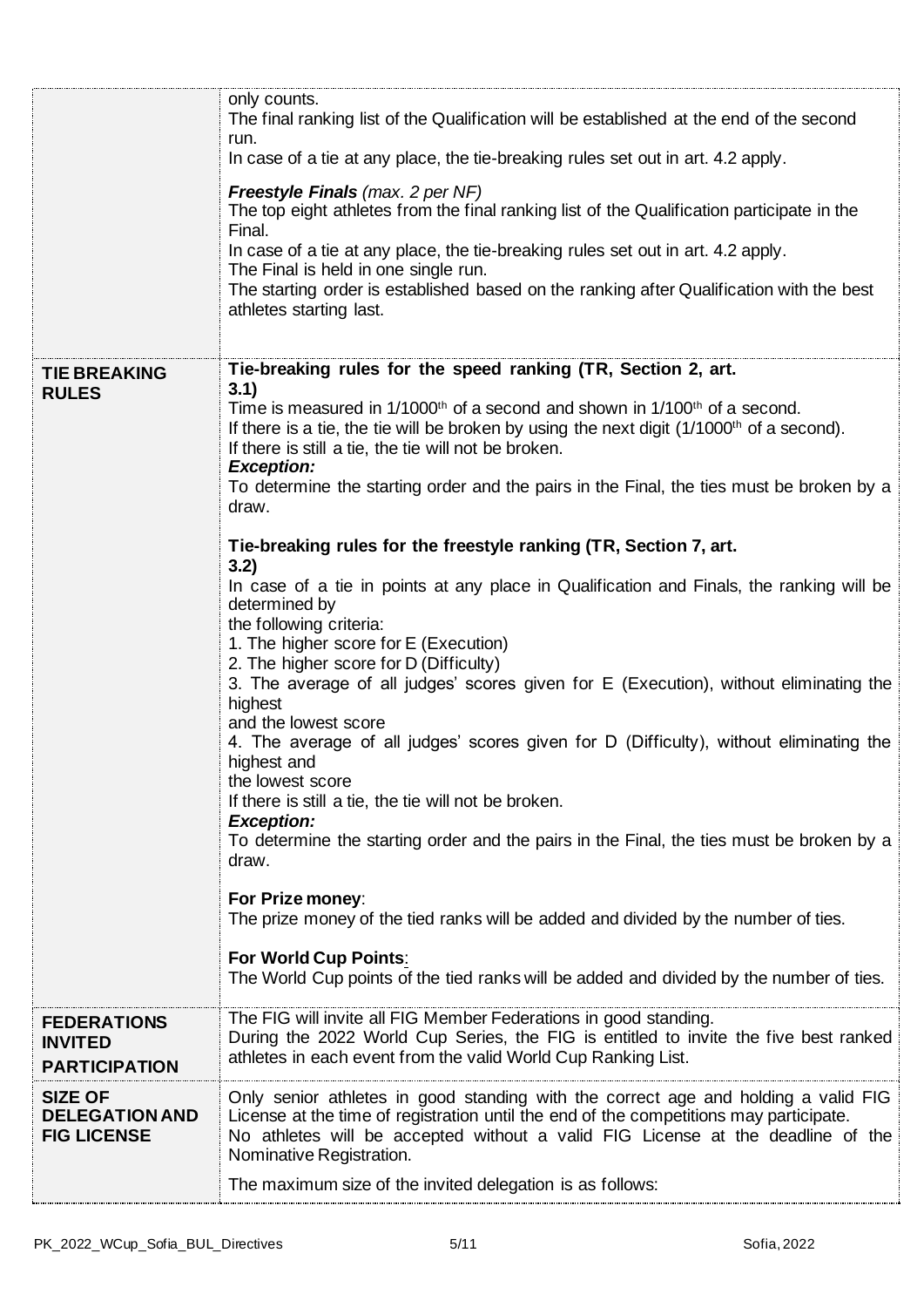| | |
|---|---|
| | only counts.<br>The final ranking list of the Qualification will be established at the end of the second run.<br>In case of a tie at any place, the tie-breaking rules set out in art. 4.2 apply.<br><br>***Freestyle Finals*** *(max. 2 per NF)*<br>The top eight athletes from the final ranking list of the Qualification participate in the Final.<br>In case of a tie at any place, the tie-breaking rules set out in art. 4.2 apply.<br>The Final is held in one single run.<br>The starting order is established based on the ranking after Qualification with the best athletes starting last. |
| **TIE BREAKING RULES** | **Tie-breaking rules for the speed ranking (TR, Section 2, art. 3.1)**<br>Time is measured in 1/1000th of a second and shown in 1/100th of a second.<br>If there is a tie, the tie will be broken by using the next digit (1/1000th of a second).<br>If there is still a tie, the tie will not be broken.<br>***Exception:***<br>To determine the starting order and the pairs in the Final, the ties must be broken by a draw.<br><br>**Tie-breaking rules for the freestyle ranking (TR, Section 7, art. 3.2)**<br>In case of a tie in points at any place in Qualification and Finals, the ranking will be determined by<br>the following criteria:<br>1. The higher score for E (Execution)<br>2. The higher score for D (Difficulty)<br>3. The average of all judges' scores given for E (Execution), without eliminating the highest<br>and the lowest score<br>4. The average of all judges' scores given for D (Difficulty), without eliminating the highest and<br>the lowest score<br>If there is still a tie, the tie will not be broken.<br>***Exception:***<br>To determine the starting order and the pairs in the Final, the ties must be broken by a draw.<br><br>**For Prize money**:<br>The prize money of the tied ranks will be added and divided by the number of ties.<br><br>**For World Cup Points**:<br>The World Cup points of the tied ranks will be added and divided by the number of ties. |
| **FEDERATIONS INVITED PARTICIPATION** | The FIG will invite all FIG Member Federations in good standing.<br>During the 2022 World Cup Series, the FIG is entitled to invite the five best ranked athletes in each event from the valid World Cup Ranking List. |
| **SIZE OF DELEGATION AND FIG LICENSE** | Only senior athletes in good standing with the correct age and holding a valid FIG License at the time of registration until the end of the competitions may participate.<br>No athletes will be accepted without a valid FIG License at the deadline of the Nominative Registration.<br><br>The maximum size of the invited delegation is as follows: |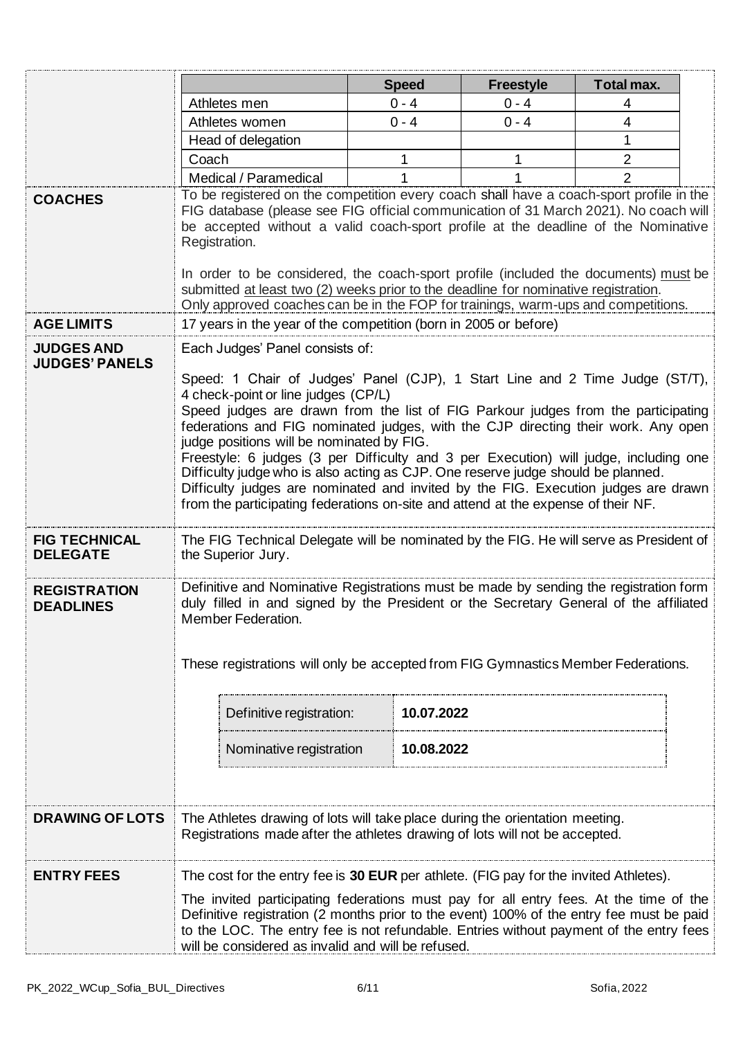| | Speed | Freestyle | Total max. |
|---|---|---|---|
| Athletes men | 0 - 4 | 0 - 4 | 4 |
| Athletes women | 0 - 4 | 0 - 4 | 4 |
| Head of delegation | | | 1 |
| Coach | 1 | 1 | 2 |
| Medical / Paramedical | 1 | 1 | 2 |

**COACHES**

To be registered on the competition every coach shall have a coach-sport profile in the FIG database (please see FIG official communication of 31 March 2021). No coach will be accepted without a valid coach-sport profile at the deadline of the Nominative Registration.

In order to be considered, the coach-sport profile (included the documents) must be submitted at least two (2) weeks prior to the deadline for nominative registration. Only approved coaches can be in the FOP for trainings, warm-ups and competitions.

**AGE LIMITS**

17 years in the year of the competition (born in 2005 or before)

**JUDGES AND JUDGES' PANELS**

Each Judges' Panel consists of:

Speed: 1 Chair of Judges' Panel (CJP), 1 Start Line and 2 Time Judge (ST/T), 4 check-point or line judges (CP/L)
Speed judges are drawn from the list of FIG Parkour judges from the participating federations and FIG nominated judges, with the CJP directing their work. Any open judge positions will be nominated by FIG.
Freestyle: 6 judges (3 per Difficulty and 3 per Execution) will judge, including one Difficulty judge who is also acting as CJP. One reserve judge should be planned.
Difficulty judges are nominated and invited by the FIG. Execution judges are drawn from the participating federations on-site and attend at the expense of their NF.

**FIG TECHNICAL DELEGATE**

The FIG Technical Delegate will be nominated by the FIG. He will serve as President of the Superior Jury.

**REGISTRATION DEADLINES**

Definitive and Nominative Registrations must be made by sending the registration form duly filled in and signed by the President or the Secretary General of the affiliated Member Federation.

These registrations will only be accepted from FIG Gymnastics Member Federations.

| Definitive registration: | **10.07.2022** |
|---|---|
| Nominative registration | **10.08.2022** |

**DRAWING OF LOTS**

The Athletes drawing of lots will take place during the orientation meeting.
Registrations made after the athletes drawing of lots will not be accepted.

**ENTRY FEES**

The cost for the entry fee is **30 EUR** per athlete. (FIG pay for the invited Athletes).

The invited participating federations must pay for all entry fees. At the time of the Definitive registration (2 months prior to the event) 100% of the entry fee must be paid to the LOC. The entry fee is not refundable. Entries without payment of the entry fees will be considered as invalid and will be refused.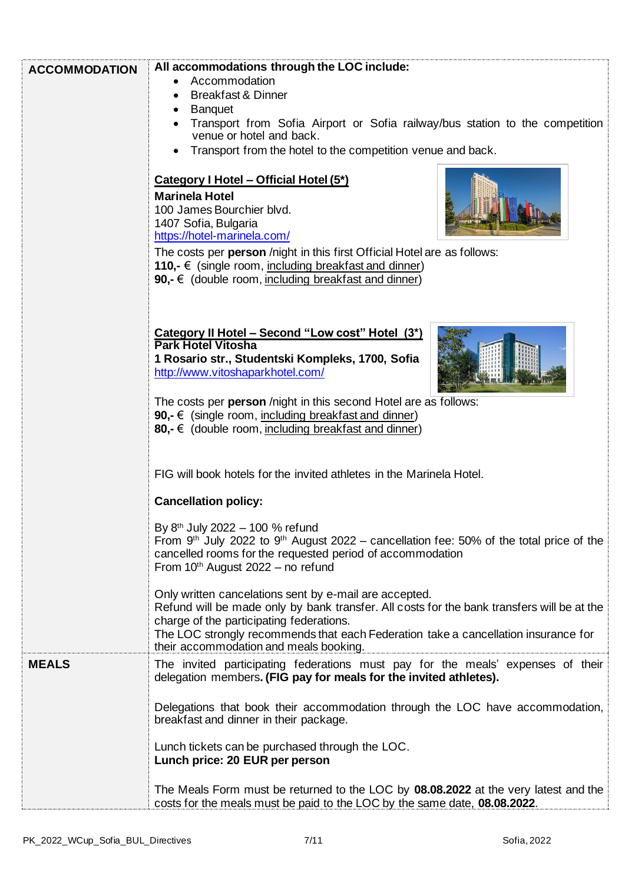## ACCOMMODATION

**All accommodations through the LOC include:**

- Accommodation
- Breakfast & Dinner
- Banquet
- Transport from Sofia Airport or Sofia railway/bus station to the competition venue or hotel and back.
- Transport from the hotel to the competition venue and back.

**<u>Category I Hotel – Official Hotel (5*)</u>**

**Marinela Hotel**
100 James Bourchier blvd.
1407 Sofia, Bulgaria
https://hotel-marinela.com/

The costs per **person** /night in this first Official Hotel are as follows:
**110,-** € (single room, <u>including breakfast and dinner</u>)
**90,-** € (double room, <u>including breakfast and dinner</u>)

**<u>Category II Hotel – Second "Low cost" Hotel (3*)</u>**

**Park Hotel Vitosha**
**1 Rosario str., Studentski Kompleks, 1700, Sofia**
http://www.vitoshaparkhotel.com/

The costs per **person** /night in this second Hotel are as follows:
**90,-** € (single room, <u>including breakfast and dinner</u>)
**80,-** € (double room, <u>including breakfast and dinner</u>)

FIG will book hotels for the invited athletes in the Marinela Hotel.

**Cancellation policy:**

By 8th July 2022 – 100 % refund
From 9th July 2022 to 9th August 2022 – cancellation fee: 50% of the total price of the cancelled rooms for the requested period of accommodation
From 10th August 2022 – no refund

Only written cancelations sent by e-mail are accepted.
Refund will be made only by bank transfer. All costs for the bank transfers will be at the charge of the participating federations.
The LOC strongly recommends that each Federation take a cancellation insurance for their accommodation and meals booking.

## MEALS

The invited participating federations must pay for the meals' expenses of their delegation members**. (FIG pay for meals for the invited athletes).**

Delegations that book their accommodation through the LOC have accommodation, breakfast and dinner in their package.

Lunch tickets can be purchased through the LOC.
**Lunch price: 20 EUR per person**

The Meals Form must be returned to the LOC by **08.08.2022** at the very latest and the costs for the meals must be paid to the LOC by the same date, **08.08.2022**.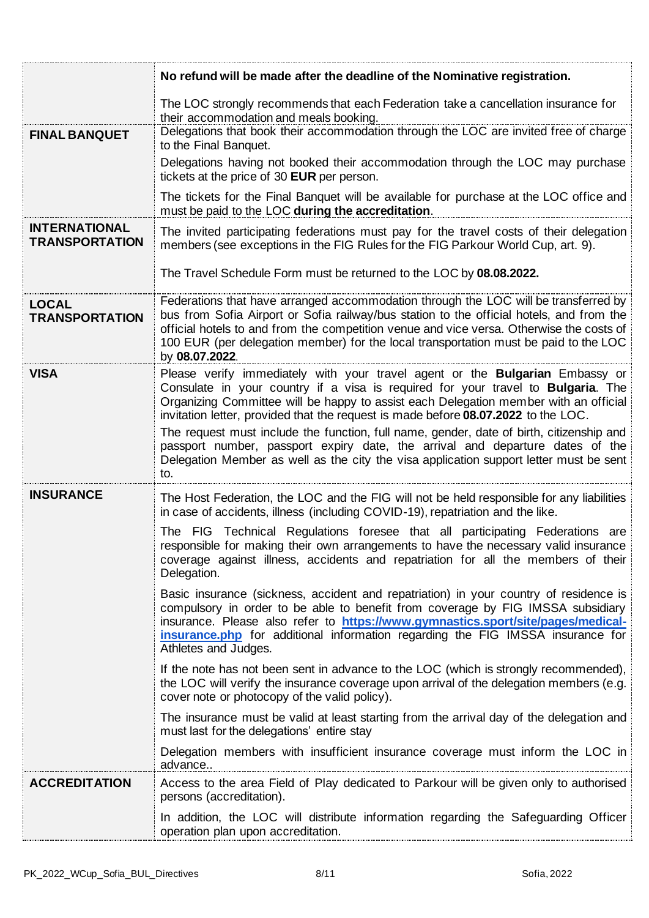| | |
|---|---|
| | **No refund will be made after the deadline of the Nominative registration.**<br><br>The LOC strongly recommends that each Federation take a cancellation insurance for their accommodation and meals booking. |
| **FINAL BANQUET** | Delegations that book their accommodation through the LOC are invited free of charge to the Final Banquet.<br><br>Delegations having not booked their accommodation through the LOC may purchase tickets at the price of 30 **EUR** per person.<br><br>The tickets for the Final Banquet will be available for purchase at the LOC office and must be paid to the LOC **during the accreditation**. |
| **INTERNATIONAL TRANSPORTATION** | The invited participating federations must pay for the travel costs of their delegation members (see exceptions in the FIG Rules for the FIG Parkour World Cup, art. 9).<br><br>The Travel Schedule Form must be returned to the LOC by **08.08.2022.** |
| **LOCAL TRANSPORTATION** | Federations that have arranged accommodation through the LOC will be transferred by bus from Sofia Airport or Sofia railway/bus station to the official hotels, and from the official hotels to and from the competition venue and vice versa. Otherwise the costs of 100 EUR (per delegation member) for the local transportation must be paid to the LOC by **08.07.2022**. |
| **VISA** | Please verify immediately with your travel agent or the **Bulgarian** Embassy or Consulate in your country if a visa is required for your travel to **Bulgaria**. The Organizing Committee will be happy to assist each Delegation member with an official invitation letter, provided that the request is made before **08.07.2022** to the LOC.<br><br>The request must include the function, full name, gender, date of birth, citizenship and passport number, passport expiry date, the arrival and departure dates of the Delegation Member as well as the city the visa application support letter must be sent to. |
| **INSURANCE** | The Host Federation, the LOC and the FIG will not be held responsible for any liabilities in case of accidents, illness (including COVID-19), repatriation and the like.<br><br>The FIG Technical Regulations foresee that all participating Federations are responsible for making their own arrangements to have the necessary valid insurance coverage against illness, accidents and repatriation for all the members of their Delegation.<br><br>Basic insurance (sickness, accident and repatriation) in your country of residence is compulsory in order to be able to benefit from coverage by FIG IMSSA subsidiary insurance. Please also refer to **https://www.gymnastics.sport/site/pages/medical-insurance.php** for additional information regarding the FIG IMSSA insurance for Athletes and Judges.<br><br>If the note has not been sent in advance to the LOC (which is strongly recommended), the LOC will verify the insurance coverage upon arrival of the delegation members (e.g. cover note or photocopy of the valid policy).<br><br>The insurance must be valid at least starting from the arrival day of the delegation and must last for the delegations' entire stay<br><br>Delegation members with insufficient insurance coverage must inform the LOC in advance.. |
| **ACCREDITATION** | Access to the area Field of Play dedicated to Parkour will be given only to authorised persons (accreditation).<br><br>In addition, the LOC will distribute information regarding the Safeguarding Officer operation plan upon accreditation. |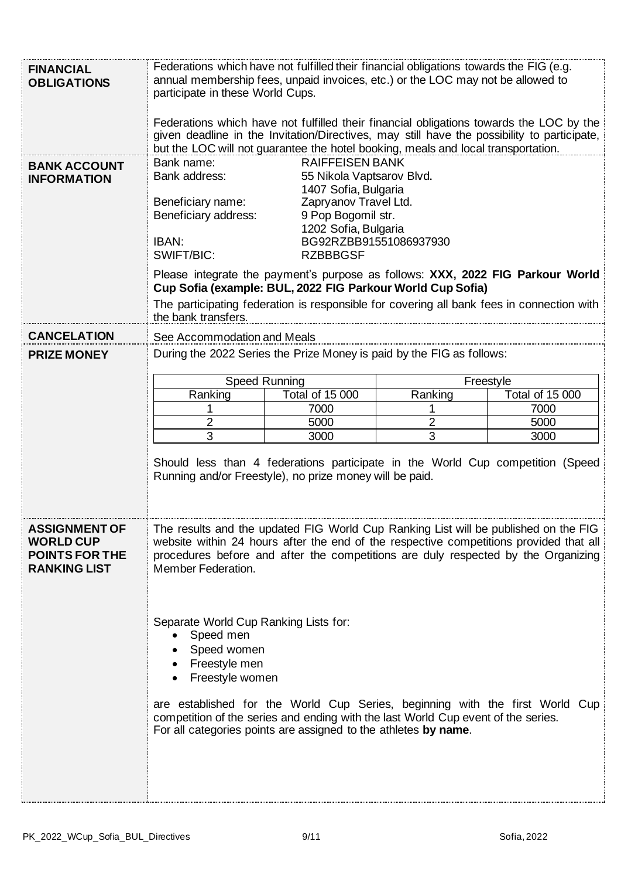**FINANCIAL OBLIGATIONS**

Federations which have not fulfilled their financial obligations towards the FIG (e.g. annual membership fees, unpaid invoices, etc.) or the LOC may not be allowed to participate in these World Cups.

Federations which have not fulfilled their financial obligations towards the LOC by the given deadline in the Invitation/Directives, may still have the possibility to participate, but the LOC will not guarantee the hotel booking, meals and local transportation.

**BANK ACCOUNT INFORMATION**

| | |
|---|---|
| Bank name: | RAIFFEISEN BANK |
| Bank address: | 55 Nikola Vaptsarov Blvd.<br>1407 Sofia, Bulgaria |
| Beneficiary name: | Zapryanov Travel Ltd. |
| Beneficiary address: | 9 Pop Bogomil str.<br>1202 Sofia, Bulgaria |
| IBAN: | BG92RZBB91551086937930 |
| SWIFT/BIC: | RZBBBGSF |

Please integrate the payment's purpose as follows: **XXX, 2022 FIG Parkour World Cup Sofia (example: BUL, 2022 FIG Parkour World Cup Sofia)**

The participating federation is responsible for covering all bank fees in connection with the bank transfers.

**CANCELATION**

See Accommodation and Meals

**PRIZE MONEY**

During the 2022 Series the Prize Money is paid by the FIG as follows:

| Speed Running | | Freestyle | |
|---|---|---|---|
| Ranking | Total of 15 000 | Ranking | Total of 15 000 |
| 1 | 7000 | 1 | 7000 |
| 2 | 5000 | 2 | 5000 |
| 3 | 3000 | 3 | 3000 |

Should less than 4 federations participate in the World Cup competition (Speed Running and/or Freestyle), no prize money will be paid.

**ASSIGNMENT OF WORLD CUP POINTS FOR THE RANKING LIST**

The results and the updated FIG World Cup Ranking List will be published on the FIG website within 24 hours after the end of the respective competitions provided that all procedures before and after the competitions are duly respected by the Organizing Member Federation.

Separate World Cup Ranking Lists for:

- Speed men
- Speed women
- Freestyle men
- Freestyle women

are established for the World Cup Series, beginning with the first World Cup competition of the series and ending with the last World Cup event of the series.
For all categories points are assigned to the athletes **by name**.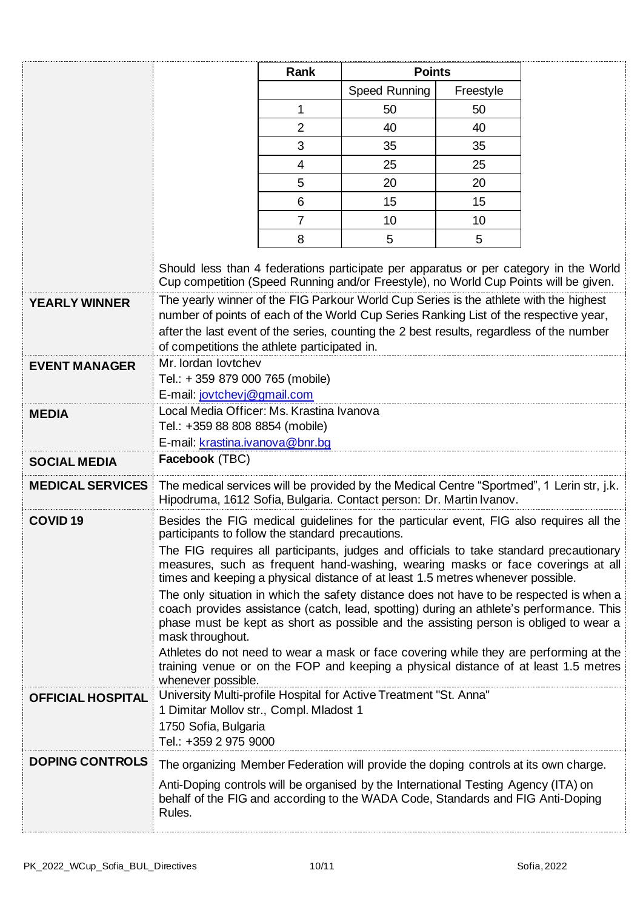| Rank | Points | |
|---|---|---|
| | Speed Running | Freestyle |
| 1 | 50 | 50 |
| 2 | 40 | 40 |
| 3 | 35 | 35 |
| 4 | 25 | 25 |
| 5 | 20 | 20 |
| 6 | 15 | 15 |
| 7 | 10 | 10 |
| 8 | 5 | 5 |

Should less than 4 federations participate per apparatus or per category in the World Cup competition (Speed Running and/or Freestyle), no World Cup Points will be given.

**YEARLY WINNER**

The yearly winner of the FIG Parkour World Cup Series is the athlete with the highest number of points of each of the World Cup Series Ranking List of the respective year, after the last event of the series, counting the 2 best results, regardless of the number of competitions the athlete participated in.

**EVENT MANAGER**

Mr. Iordan Iovtchev
Tel.: + 359 879 000 765 (mobile)
E-mail: jovtchevj@gmail.com

**MEDIA**

Local Media Officer: Ms. Krastina Ivanova
Tel.: +359 88 808 8854 (mobile)
E-mail: krastina.ivanova@bnr.bg

**SOCIAL MEDIA**

**Facebook** (TBC)

**MEDICAL SERVICES**

The medical services will be provided by the Medical Centre "Sportmed", 1 Lerin str, j.k. Hipodruma, 1612 Sofia, Bulgaria. Contact person: Dr. Martin Ivanov.

**COVID 19**

Besides the FIG medical guidelines for the particular event, FIG also requires all the participants to follow the standard precautions.

The FIG requires all participants, judges and officials to take standard precautionary measures, such as frequent hand-washing, wearing masks or face coverings at all times and keeping a physical distance of at least 1.5 metres whenever possible.

The only situation in which the safety distance does not have to be respected is when a coach provides assistance (catch, lead, spotting) during an athlete's performance. This phase must be kept as short as possible and the assisting person is obliged to wear a mask throughout.

Athletes do not need to wear a mask or face covering while they are performing at the training venue or on the FOP and keeping a physical distance of at least 1.5 metres whenever possible.

**OFFICIAL HOSPITAL**

University Multi-profile Hospital for Active Treatment "St. Anna"
1 Dimitar Mollov str., Compl. Mladost 1
1750 Sofia, Bulgaria
Tel.: +359 2 975 9000

**DOPING CONTROLS**

The organizing Member Federation will provide the doping controls at its own charge.

Anti-Doping controls will be organised by the International Testing Agency (ITA) on behalf of the FIG and according to the WADA Code, Standards and FIG Anti-Doping Rules.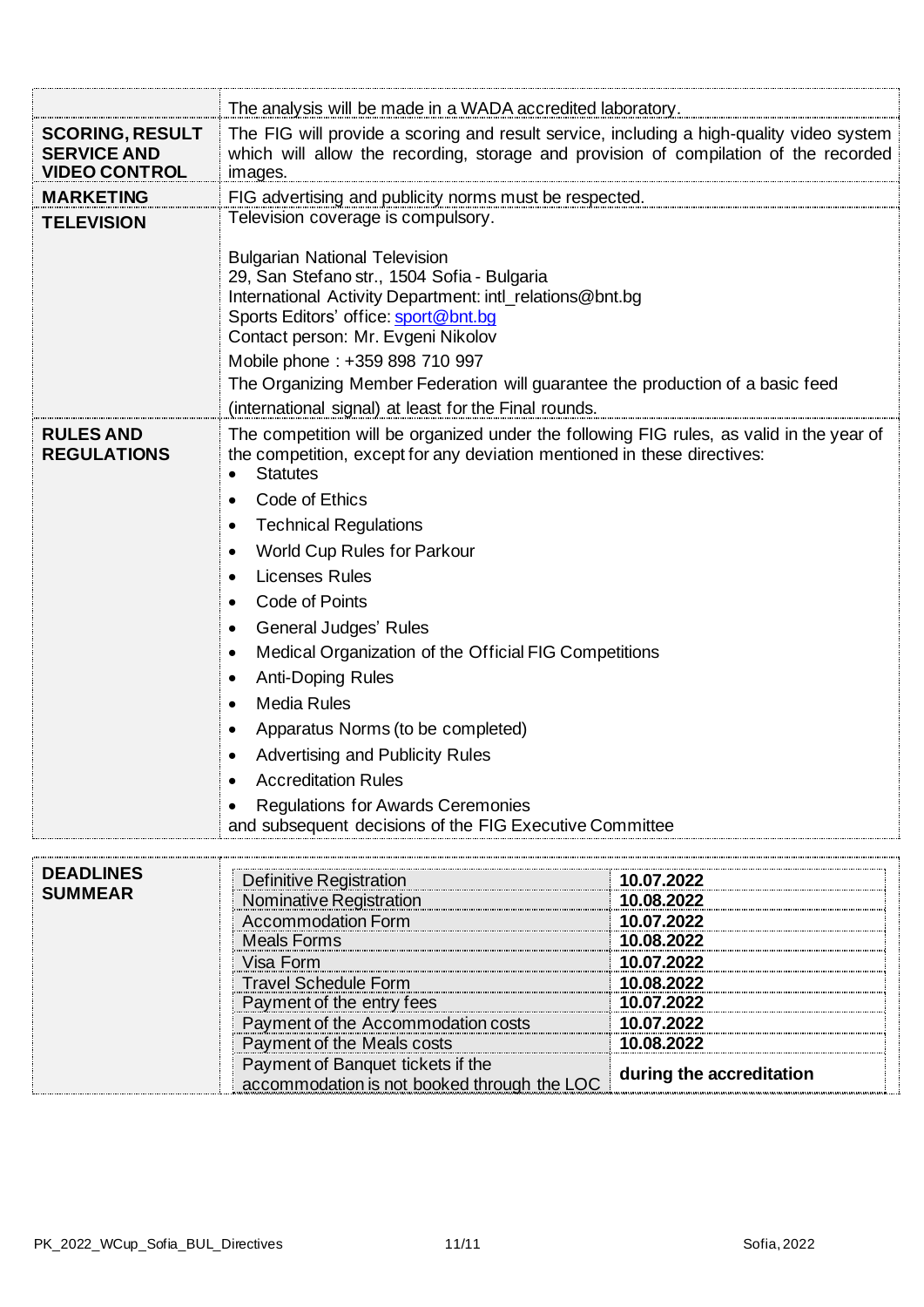| | |
|---|---|
| | The analysis will be made in a WADA accredited laboratory. |
| **SCORING, RESULT SERVICE AND VIDEO CONTROL** | The FIG will provide a scoring and result service, including a high-quality video system which will allow the recording, storage and provision of compilation of the recorded images. |
| **MARKETING** | FIG advertising and publicity norms must be respected. |
| **TELEVISION** | Television coverage is compulsory.<br><br>Bulgarian National Television<br>29, San Stefano str., 1504 Sofia - Bulgaria<br>International Activity Department: intl_relations@bnt.bg<br>Sports Editors' office: sport@bnt.bg<br>Contact person: Mr. Evgeni Nikolov<br>Mobile phone : +359 898 710 997<br>The Organizing Member Federation will guarantee the production of a basic feed (international signal) at least for the Final rounds. |
| **RULES AND REGULATIONS** | The competition will be organized under the following FIG rules, as valid in the year of the competition, except for any deviation mentioned in these directives:<br>• Statutes<br>• Code of Ethics<br>• Technical Regulations<br>• World Cup Rules for Parkour<br>• Licenses Rules<br>• Code of Points<br>• General Judges' Rules<br>• Medical Organization of the Official FIG Competitions<br>• Anti-Doping Rules<br>• Media Rules<br>• Apparatus Norms (to be completed)<br>• Advertising and Publicity Rules<br>• Accreditation Rules<br>• Regulations for Awards Ceremonies<br>and subsequent decisions of the FIG Executive Committee |

**DEADLINES SUMMEAR**

| | |
|---|---|
| Definitive Registration | **10.07.2022** |
| Nominative Registration | **10.08.2022** |
| Accommodation Form | **10.07.2022** |
| Meals Forms | **10.08.2022** |
| Visa Form | **10.07.2022** |
| Travel Schedule Form | **10.08.2022** |
| Payment of the entry fees | **10.07.2022** |
| Payment of the Accommodation costs | **10.07.2022** |
| Payment of the Meals costs | **10.08.2022** |
| Payment of Banquet tickets if the accommodation is not booked through the LOC | **during the accreditation** |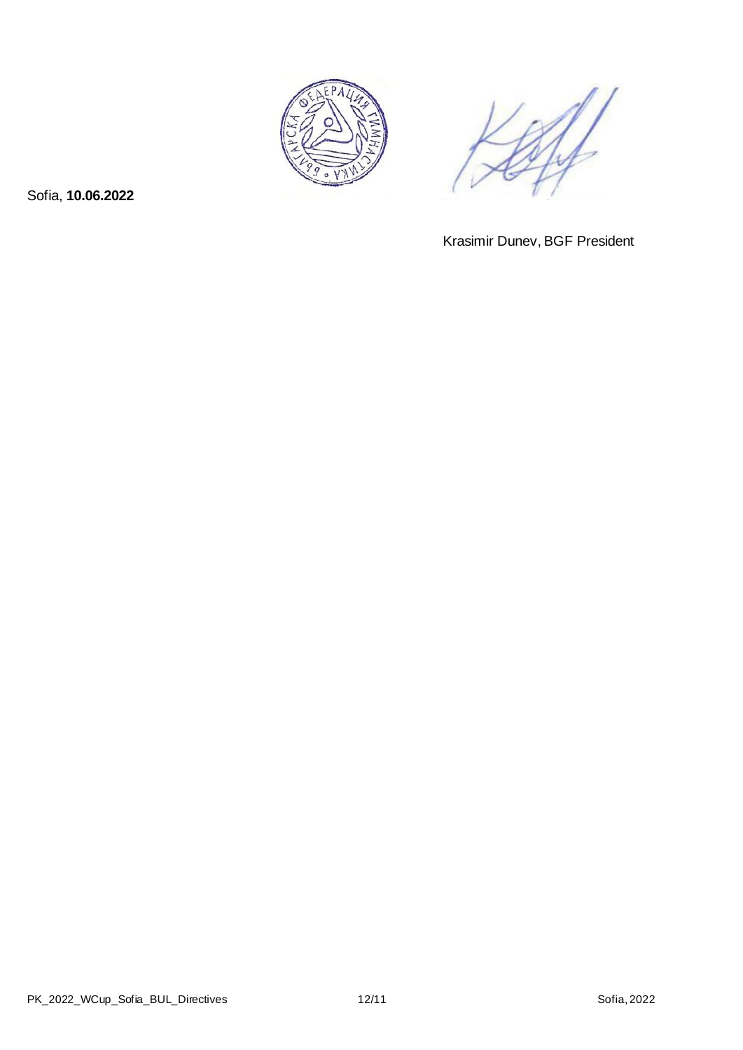Sofia, **10.06.2022**

Krasimir Dunev, BGF President